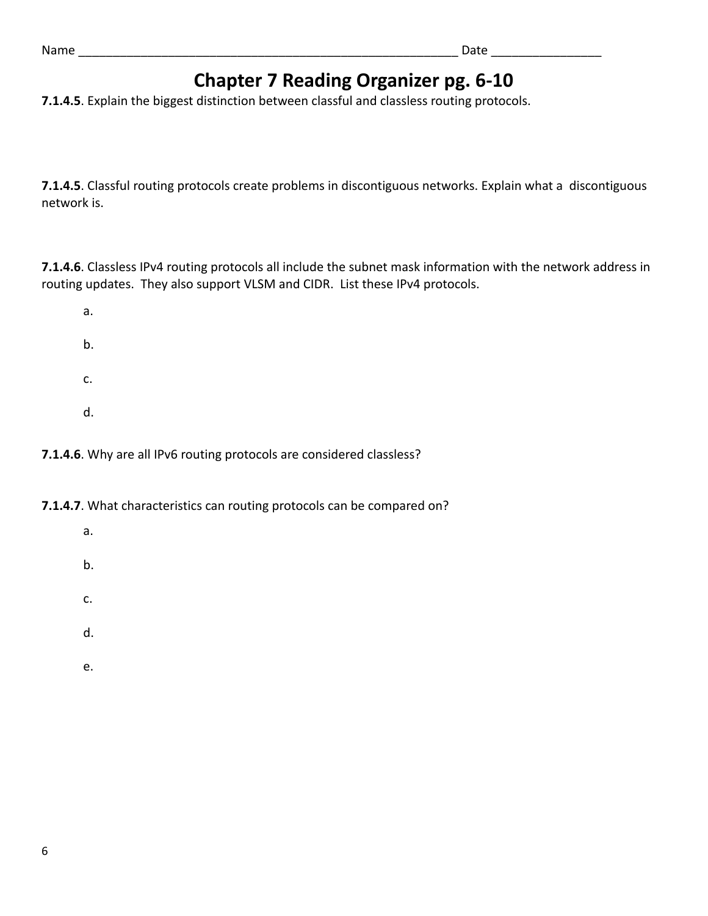Name ________________________________________________________ Date ________________

# Chapter 7 Reading Organizer pg. 6-10

**7.1.4.5**. Explain the biggest distinction between classful and classless routing protocols.

**7.1.4.5**. Classful routing protocols create problems in discontiguous networks. Explain what a  discontiguous network is.

**7.1.4.6**. Classless IPv4 routing protocols all include the subnet mask information with the network address in routing updates.  They also support VLSM and CIDR.  List these IPv4 protocols.

a.

b.

c.

d.

**7.1.4.6**. Why are all IPv6 routing protocols are considered classless?

**7.1.4.7**. What characteristics can routing protocols can be compared on?

a.

b.

c.

d.

e.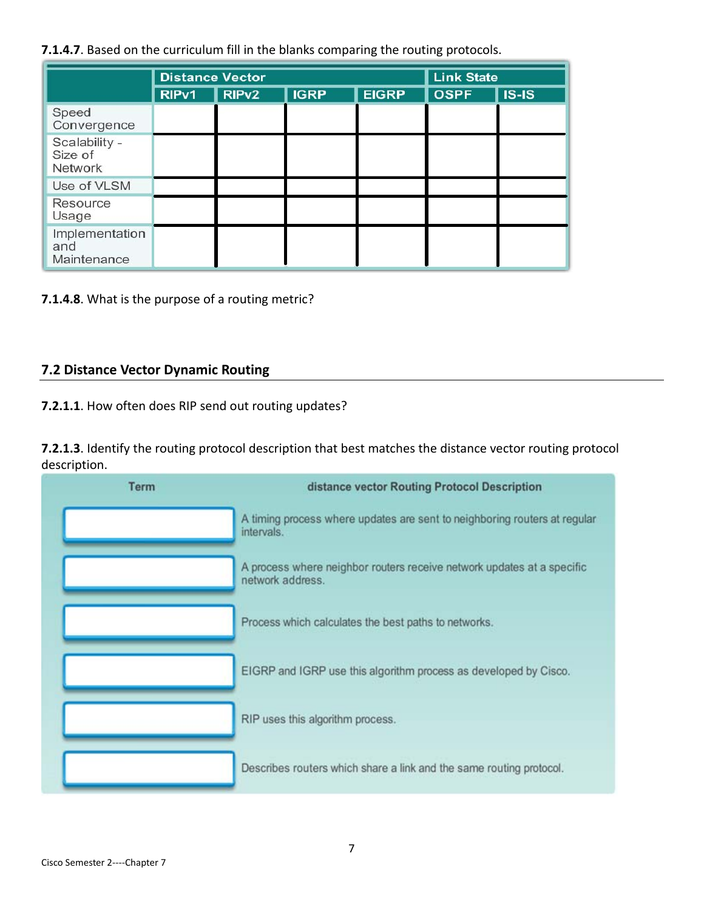**7.1.4.7**. Based on the curriculum fill in the blanks comparing the routing protocols.

| | Distance Vector | | | | Link State | |
|---|---|---|---|---|---|---|
| | RIPv1 | RIPv2 | IGRP | EIGRP | OSPF | IS-IS |
| Speed Convergence | | | | | | |
| Scalability - Size of Network | | | | | | |
| Use of VLSM | | | | | | |
| Resource Usage | | | | | | |
| Implementation and Maintenance | | | | | | |

**7.1.4.8**. What is the purpose of a routing metric?

## 7.2 Distance Vector Dynamic Routing

**7.2.1.1**. How often does RIP send out routing updates?

**7.2.1.3**. Identify the routing protocol description that best matches the distance vector routing protocol description.

| Term | distance vector Routing Protocol Description |
|---|---|
| | A timing process where updates are sent to neighboring routers at regular intervals. |
| | A process where neighbor routers receive network updates at a specific network address. |
| | Process which calculates the best paths to networks. |
| | EIGRP and IGRP use this algorithm process as developed by Cisco. |
| | RIP uses this algorithm process. |
| | Describes routers which share a link and the same routing protocol. |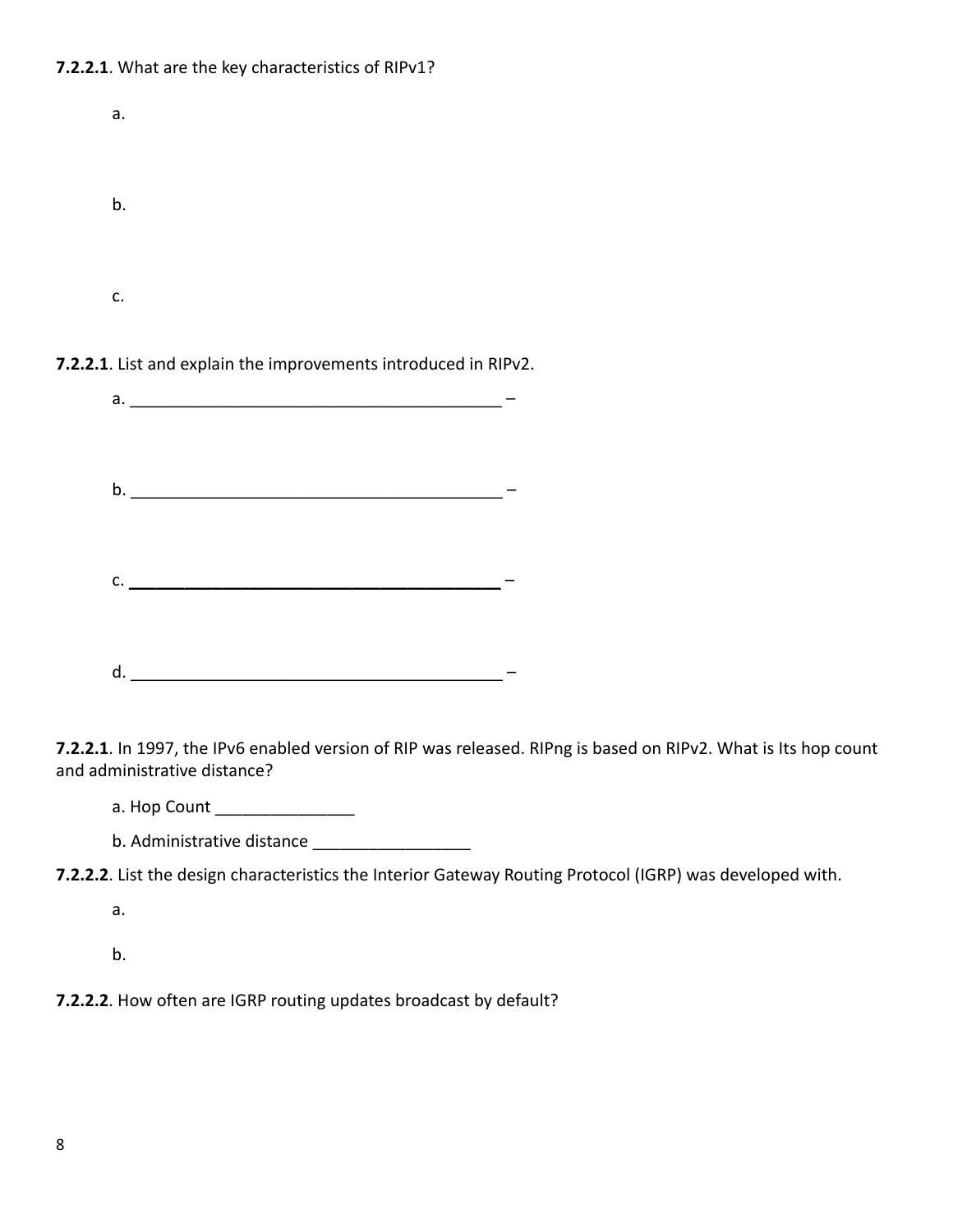**7.2.2.1**. What are the key characteristics of RIPv1?

a.

b.

c.

**7.2.2.1**. List and explain the improvements introduced in RIPv2.

a. ________________________________________ –

b. ________________________________________ –

c. ________________________________________ –

d. ________________________________________ –

**7.2.2.1**. In 1997, the IPv6 enabled version of RIP was released. RIPng is based on RIPv2. What is Its hop count and administrative distance?

a. Hop Count _______________

b. Administrative distance _________________

**7.2.2.2**. List the design characteristics the Interior Gateway Routing Protocol (IGRP) was developed with.

a.

b.

**7.2.2.2**. How often are IGRP routing updates broadcast by default?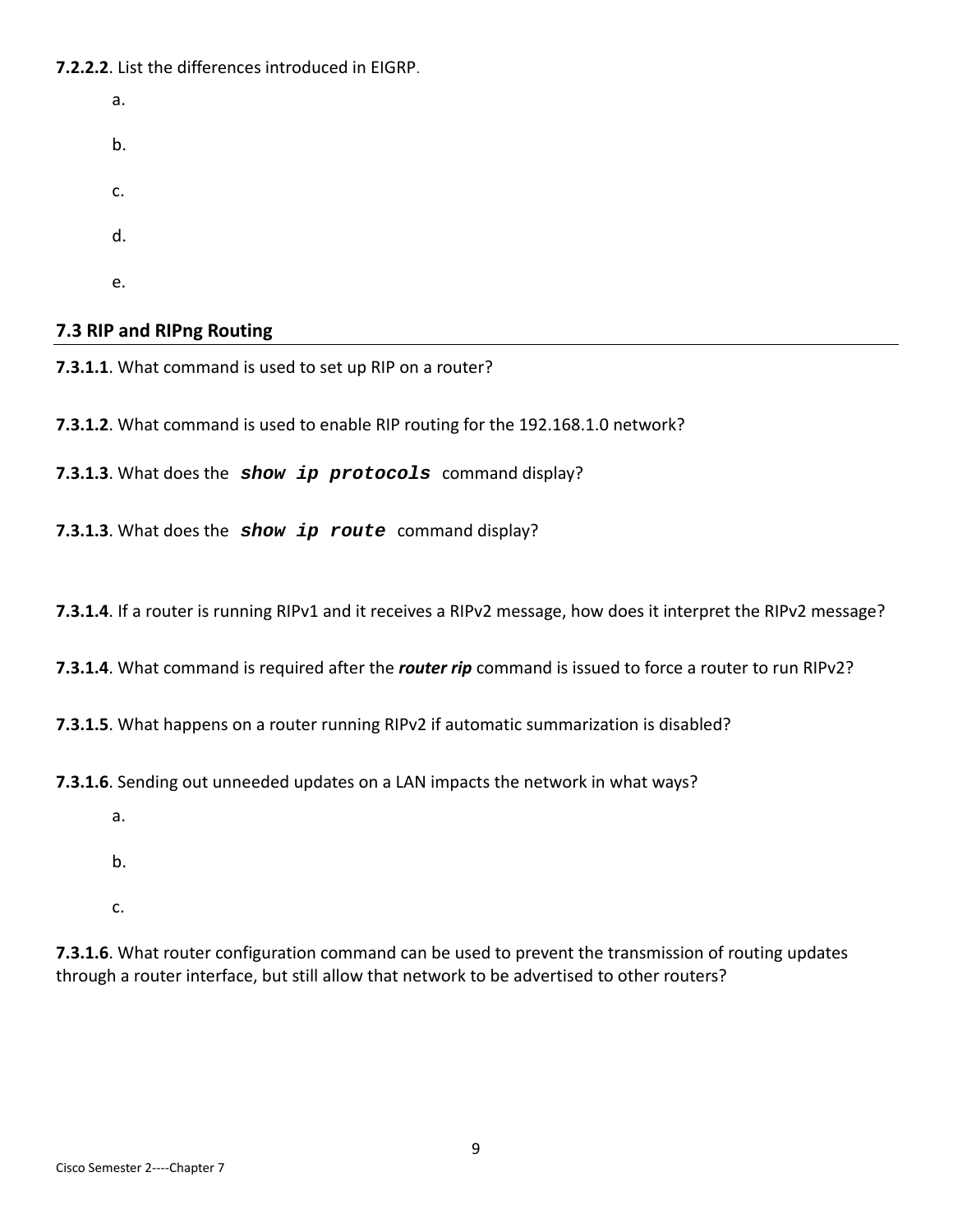**7.2.2.2**. List the differences introduced in EIGRP.

a.

b.

c.

d.

e.

## 7.3 RIP and RIPng Routing

**7.3.1.1**. What command is used to set up RIP on a router?

**7.3.1.2**. What command is used to enable RIP routing for the 192.168.1.0 network?

**7.3.1.3**. What does the ***show ip protocols*** command display?

**7.3.1.3**. What does the ***show ip route*** command display?

**7.3.1.4**. If a router is running RIPv1 and it receives a RIPv2 message, how does it interpret the RIPv2 message?

**7.3.1.4**. What command is required after the ***router rip*** command is issued to force a router to run RIPv2?

**7.3.1.5**. What happens on a router running RIPv2 if automatic summarization is disabled?

**7.3.1.6**. Sending out unneeded updates on a LAN impacts the network in what ways?

a.

b.

c.

**7.3.1.6**. What router configuration command can be used to prevent the transmission of routing updates through a router interface, but still allow that network to be advertised to other routers?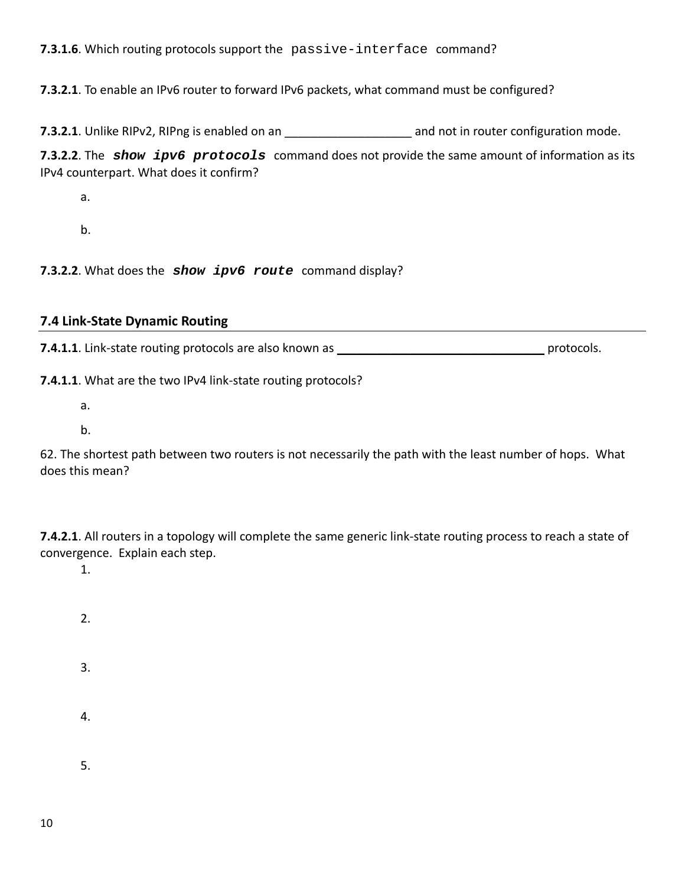**7.3.1.6**. Which routing protocols support the `passive-interface` command?

**7.3.2.1**. To enable an IPv6 router to forward IPv6 packets, what command must be configured?

**7.3.2.1**. Unlike RIPv2, RIPng is enabled on an ___________________ and not in router configuration mode.

**7.3.2.2**. The ***show ipv6 protocols*** command does not provide the same amount of information as its IPv4 counterpart. What does it confirm?

a.

b.

**7.3.2.2**. What does the ***show ipv6 route*** command display?

## 7.4 Link-State Dynamic Routing

**7.4.1.1**. Link-state routing protocols are also known as ________________________________ protocols.

**7.4.1.1**. What are the two IPv4 link-state routing protocols?

a.

b.

62. The shortest path between two routers is not necessarily the path with the least number of hops. What does this mean?

**7.4.2.1**. All routers in a topology will complete the same generic link-state routing process to reach a state of convergence. Explain each step.

1.

2.

3.

4.

5.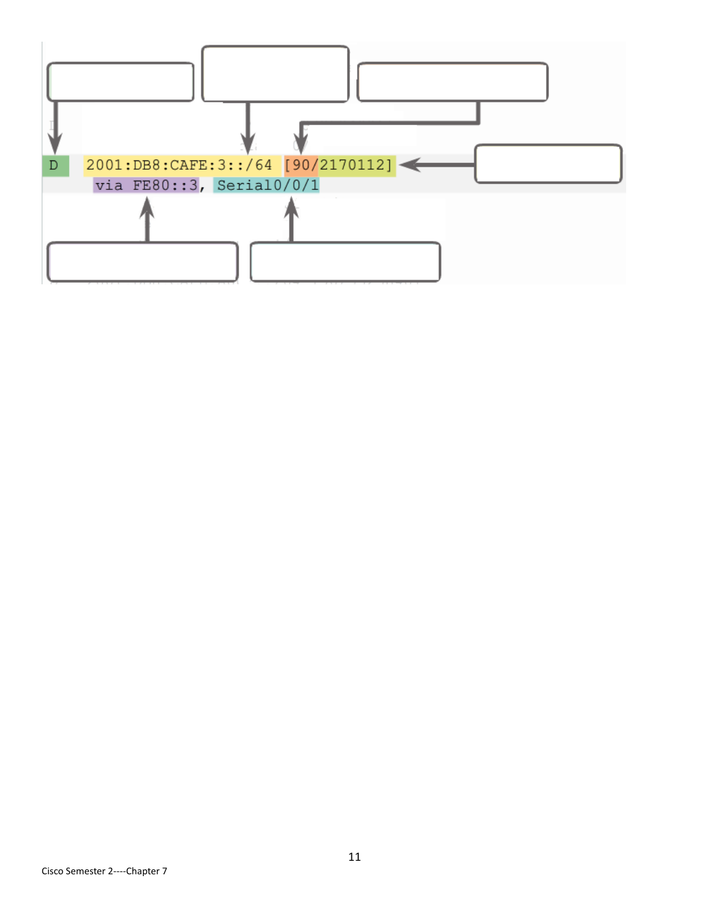D

2001:DB8:CAFE:3::/64 [90/2170112]

via FE80::3, Serial0/0/1